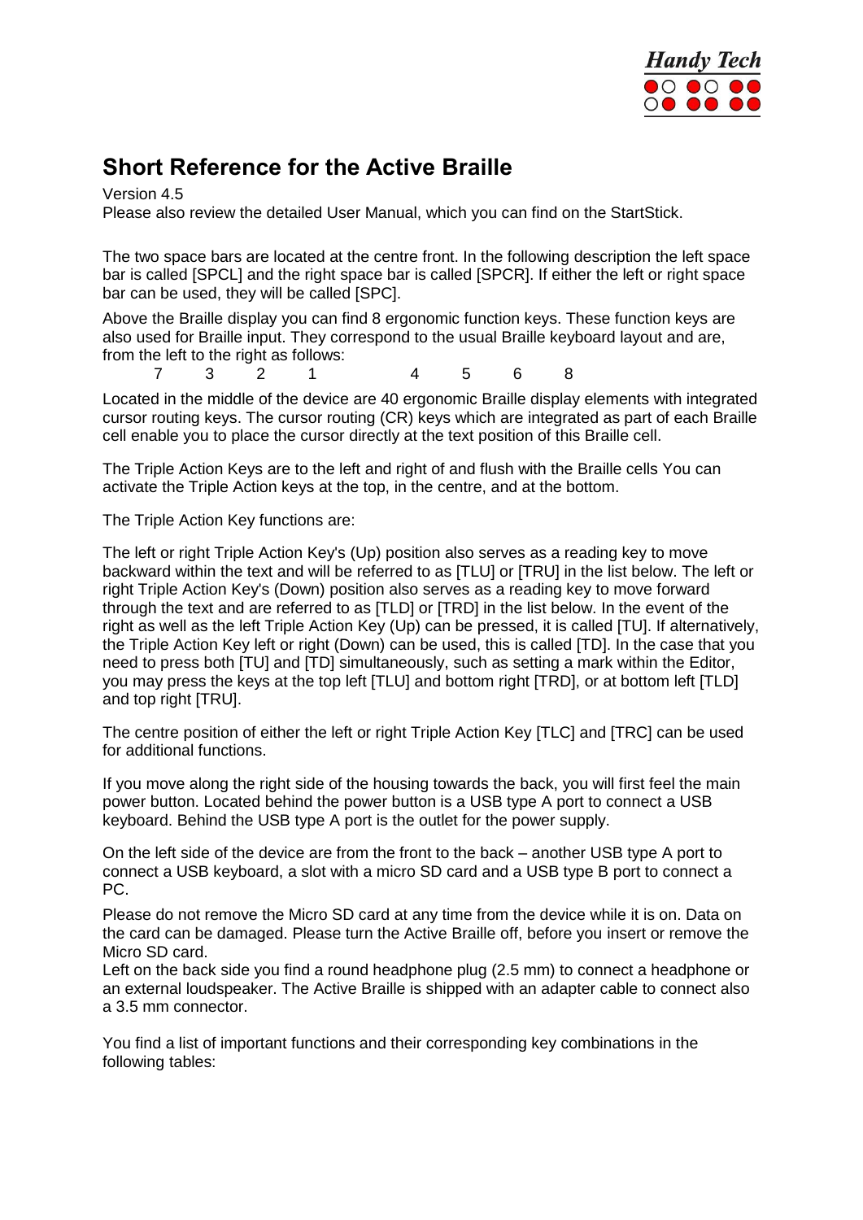# Short Reference for the Active Braille

Version 4.5

Please also review the detailed User Manual, which you can find on the StartStick.

The two space bars are located at the centre front. In the following description the left space bar is called [SPCL] and the right space bar is called [SPCR]. If either the left or right space bar can be used, they will be called [SPC].

Above the Braille display you can find 8 ergonomic function keys. These function keys are also used for Braille input. They correspond to the usual Braille keyboard layout and are, from the left to the right as follows:

7   3   2   1      4   5   6   8

Located in the middle of the device are 40 ergonomic Braille display elements with integrated cursor routing keys. The cursor routing (CR) keys which are integrated as part of each Braille cell enable you to place the cursor directly at the text position of this Braille cell.

The Triple Action Keys are to the left and right of and flush with the Braille cells You can activate the Triple Action keys at the top, in the centre, and at the bottom.

The Triple Action Key functions are:

The left or right Triple Action Key's (Up) position also serves as a reading key to move backward within the text and will be referred to as [TLU] or [TRU] in the list below. The left or right Triple Action Key's (Down) position also serves as a reading key to move forward through the text and are referred to as [TLD] or [TRD] in the list below. In the event of the right as well as the left Triple Action Key (Up) can be pressed, it is called [TU]. If alternatively, the Triple Action Key left or right (Down) can be used, this is called [TD]. In the case that you need to press both [TU] and [TD] simultaneously, such as setting a mark within the Editor, you may press the keys at the top left [TLU] and bottom right [TRD], or at bottom left [TLD] and top right [TRU].

The centre position of either the left or right Triple Action Key [TLC] and [TRC] can be used for additional functions.

If you move along the right side of the housing towards the back, you will first feel the main power button. Located behind the power button is a USB type A port to connect a USB keyboard. Behind the USB type A port is the outlet for the power supply.

On the left side of the device are from the front to the back – another USB type A port to connect a USB keyboard, a slot with a micro SD card and a USB type B port to connect a PC.

Please do not remove the Micro SD card at any time from the device while it is on. Data on the card can be damaged. Please turn the Active Braille off, before you insert or remove the Micro SD card.

Left on the back side you find a round headphone plug (2.5 mm) to connect a headphone or an external loudspeaker. The Active Braille is shipped with an adapter cable to connect also a 3.5 mm connector.

You find a list of important functions and their corresponding key combinations in the following tables: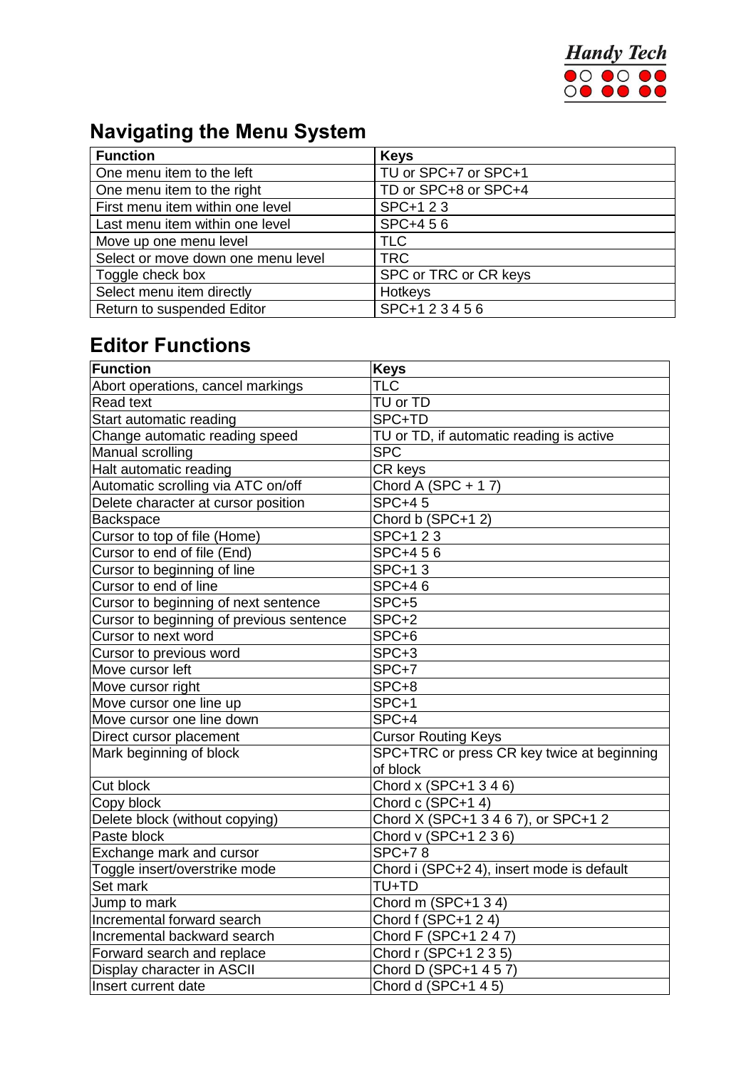## Navigating the Menu System

| Function | Keys |
|---|---|
| One menu item to the left | TU or SPC+7 or SPC+1 |
| One menu item to the right | TD or SPC+8 or SPC+4 |
| First menu item within one level | SPC+1 2 3 |
| Last menu item within one level | SPC+4 5 6 |
| Move up one menu level | TLC |
| Select or move down one menu level | TRC |
| Toggle check box | SPC or TRC or CR keys |
| Select menu item directly | Hotkeys |
| Return to suspended Editor | SPC+1 2 3 4 5 6 |

## Editor Functions

| Function | Keys |
|---|---|
| Abort operations, cancel markings | TLC |
| Read text | TU or TD |
| Start automatic reading | SPC+TD |
| Change automatic reading speed | TU or TD, if automatic reading is active |
| Manual scrolling | SPC |
| Halt automatic reading | CR keys |
| Automatic scrolling via ATC on/off | Chord A (SPC + 1 7) |
| Delete character at cursor position | SPC+4 5 |
| Backspace | Chord b (SPC+1 2) |
| Cursor to top of file (Home) | SPC+1 2 3 |
| Cursor to end of file (End) | SPC+4 5 6 |
| Cursor to beginning of line | SPC+1 3 |
| Cursor to end of line | SPC+4 6 |
| Cursor to beginning of next sentence | SPC+5 |
| Cursor to beginning of previous sentence | SPC+2 |
| Cursor to next word | SPC+6 |
| Cursor to previous word | SPC+3 |
| Move cursor left | SPC+7 |
| Move cursor right | SPC+8 |
| Move cursor one line up | SPC+1 |
| Move cursor one line down | SPC+4 |
| Direct cursor placement | Cursor Routing Keys |
| Mark beginning of block | SPC+TRC or press CR key twice at beginning of block |
| Cut block | Chord x (SPC+1 3 4 6) |
| Copy block | Chord c (SPC+1 4) |
| Delete block (without copying) | Chord X (SPC+1 3 4 6 7), or SPC+1 2 |
| Paste block | Chord v (SPC+1 2 3 6) |
| Exchange mark and cursor | SPC+7 8 |
| Toggle insert/overstrike mode | Chord i (SPC+2 4), insert mode is default |
| Set mark | TU+TD |
| Jump to mark | Chord m (SPC+1 3 4) |
| Incremental forward search | Chord f (SPC+1 2 4) |
| Incremental backward search | Chord F (SPC+1 2 4 7) |
| Forward search and replace | Chord r (SPC+1 2 3 5) |
| Display character in ASCII | Chord D (SPC+1 4 5 7) |
| Insert current date | Chord d (SPC+1 4 5) |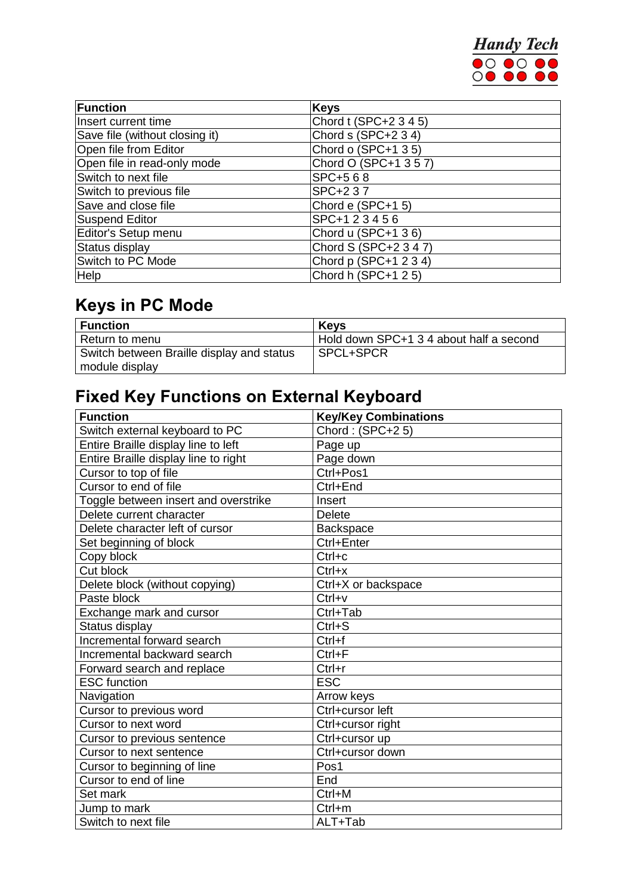| Function | Keys |
|---|---|
| Insert current time | Chord t (SPC+2 3 4 5) |
| Save file (without closing it) | Chord s (SPC+2 3 4) |
| Open file from Editor | Chord o (SPC+1 3 5) |
| Open file in read-only mode | Chord O (SPC+1 3 5 7) |
| Switch to next file | SPC+5 6 8 |
| Switch to previous file | SPC+2 3 7 |
| Save and close file | Chord e (SPC+1 5) |
| Suspend Editor | SPC+1 2 3 4 5 6 |
| Editor's Setup menu | Chord u (SPC+1 3 6) |
| Status display | Chord S (SPC+2 3 4 7) |
| Switch to PC Mode | Chord p (SPC+1 2 3 4) |
| Help | Chord h (SPC+1 2 5) |

## Keys in PC Mode

| Function | Keys |
|---|---|
| Return to menu | Hold down SPC+1 3 4 about half a second |
| Switch between Braille display and status module display | SPCL+SPCR |

## Fixed Key Functions on External Keyboard

| Function | Key/Key Combinations |
|---|---|
| Switch external keyboard to PC | Chord : (SPC+2 5) |
| Entire Braille display line to left | Page up |
| Entire Braille display line to right | Page down |
| Cursor to top of file | Ctrl+Pos1 |
| Cursor to end of file | Ctrl+End |
| Toggle between insert and overstrike | Insert |
| Delete current character | Delete |
| Delete character left of cursor | Backspace |
| Set beginning of block | Ctrl+Enter |
| Copy block | Ctrl+c |
| Cut block | Ctrl+x |
| Delete block (without copying) | Ctrl+X or backspace |
| Paste block | Ctrl+v |
| Exchange mark and cursor | Ctrl+Tab |
| Status display | Ctrl+S |
| Incremental forward search | Ctrl+f |
| Incremental backward search | Ctrl+F |
| Forward search and replace | Ctrl+r |
| ESC function | ESC |
| Navigation | Arrow keys |
| Cursor to previous word | Ctrl+cursor left |
| Cursor to next word | Ctrl+cursor right |
| Cursor to previous sentence | Ctrl+cursor up |
| Cursor to next sentence | Ctrl+cursor down |
| Cursor to beginning of line | Pos1 |
| Cursor to end of line | End |
| Set mark | Ctrl+M |
| Jump to mark | Ctrl+m |
| Switch to next file | ALT+Tab |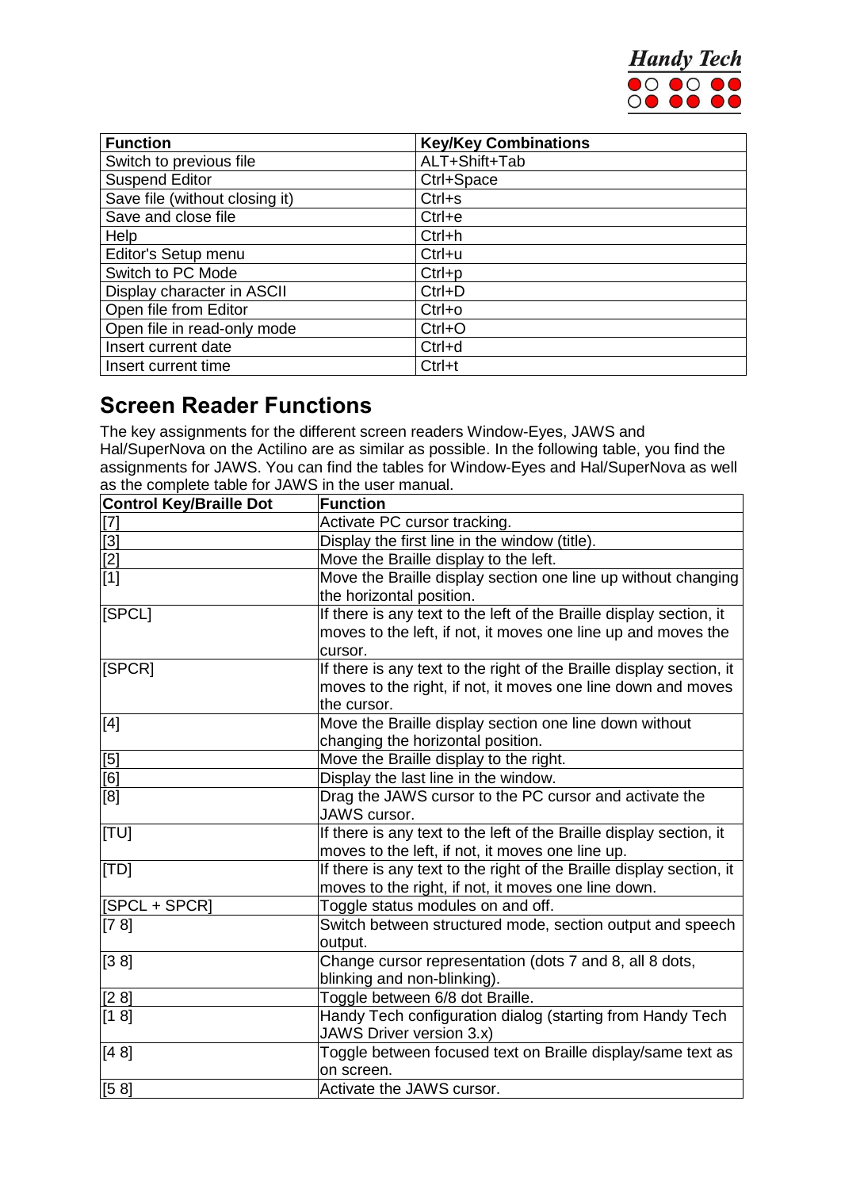| Function | Key/Key Combinations |
|---|---|
| Switch to previous file | ALT+Shift+Tab |
| Suspend Editor | Ctrl+Space |
| Save file (without closing it) | Ctrl+s |
| Save and close file | Ctrl+e |
| Help | Ctrl+h |
| Editor's Setup menu | Ctrl+u |
| Switch to PC Mode | Ctrl+p |
| Display character in ASCII | Ctrl+D |
| Open file from Editor | Ctrl+o |
| Open file in read-only mode | Ctrl+O |
| Insert current date | Ctrl+d |
| Insert current time | Ctrl+t |

## Screen Reader Functions

The key assignments for the different screen readers Window-Eyes, JAWS and Hal/SuperNova on the Actilino are as similar as possible. In the following table, you find the assignments for JAWS. You can find the tables for Window-Eyes and Hal/SuperNova as well as the complete table for JAWS in the user manual.

| Control Key/Braille Dot | Function |
|---|---|
| [7] | Activate PC cursor tracking. |
| [3] | Display the first line in the window (title). |
| [2] | Move the Braille display to the left. |
| [1] | Move the Braille display section one line up without changing the horizontal position. |
| [SPCL] | If there is any text to the left of the Braille display section, it moves to the left, if not, it moves one line up and moves the cursor. |
| [SPCR] | If there is any text to the right of the Braille display section, it moves to the right, if not, it moves one line down and moves the cursor. |
| [4] | Move the Braille display section one line down without changing the horizontal position. |
| [5] | Move the Braille display to the right. |
| [6] | Display the last line in the window. |
| [8] | Drag the JAWS cursor to the PC cursor and activate the JAWS cursor. |
| [TU] | If there is any text to the left of the Braille display section, it moves to the left, if not, it moves one line up. |
| [TD] | If there is any text to the right of the Braille display section, it moves to the right, if not, it moves one line down. |
| [SPCL + SPCR] | Toggle status modules on and off. |
| [7 8] | Switch between structured mode, section output and speech output. |
| [3 8] | Change cursor representation (dots 7 and 8, all 8 dots, blinking and non-blinking). |
| [2 8] | Toggle between 6/8 dot Braille. |
| [1 8] | Handy Tech configuration dialog (starting from Handy Tech JAWS Driver version 3.x) |
| [4 8] | Toggle between focused text on Braille display/same text as on screen. |
| [5 8] | Activate the JAWS cursor. |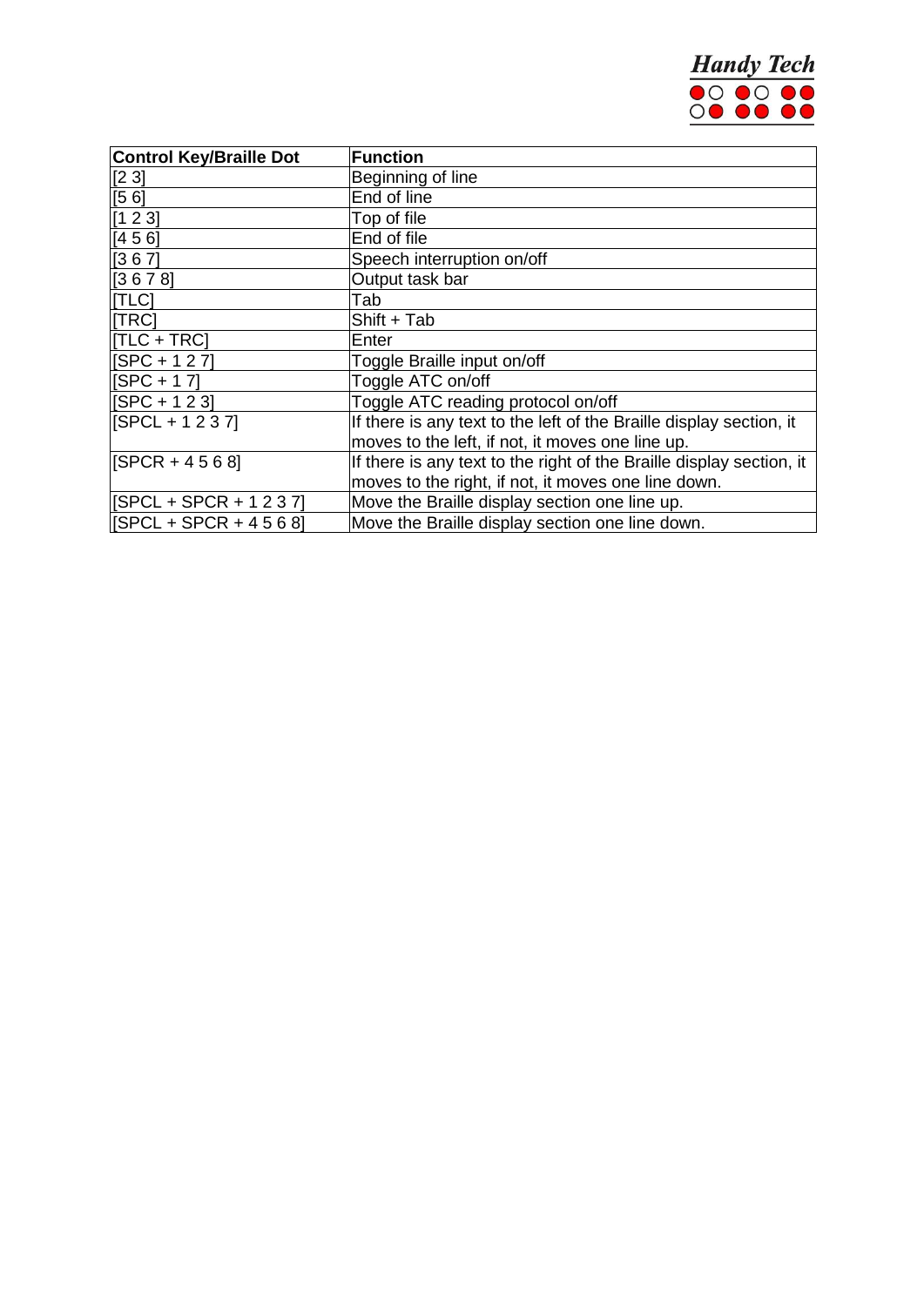| Control Key/Braille Dot | Function |
|---|---|
| [2 3] | Beginning of line |
| [5 6] | End of line |
| [1 2 3] | Top of file |
| [4 5 6] | End of file |
| [3 6 7] | Speech interruption on/off |
| [3 6 7 8] | Output task bar |
| [TLC] | Tab |
| [TRC] | Shift + Tab |
| [TLC + TRC] | Enter |
| [SPC + 1 2 7] | Toggle Braille input on/off |
| [SPC + 1 7] | Toggle ATC on/off |
| [SPC + 1 2 3] | Toggle ATC reading protocol on/off |
| [SPCL + 1 2 3 7] | If there is any text to the left of the Braille display section, it moves to the left, if not, it moves one line up. |
| [SPCR + 4 5 6 8] | If there is any text to the right of the Braille display section, it moves to the right, if not, it moves one line down. |
| [SPCL + SPCR + 1 2 3 7] | Move the Braille display section one line up. |
| [SPCL + SPCR + 4 5 6 8] | Move the Braille display section one line down. |